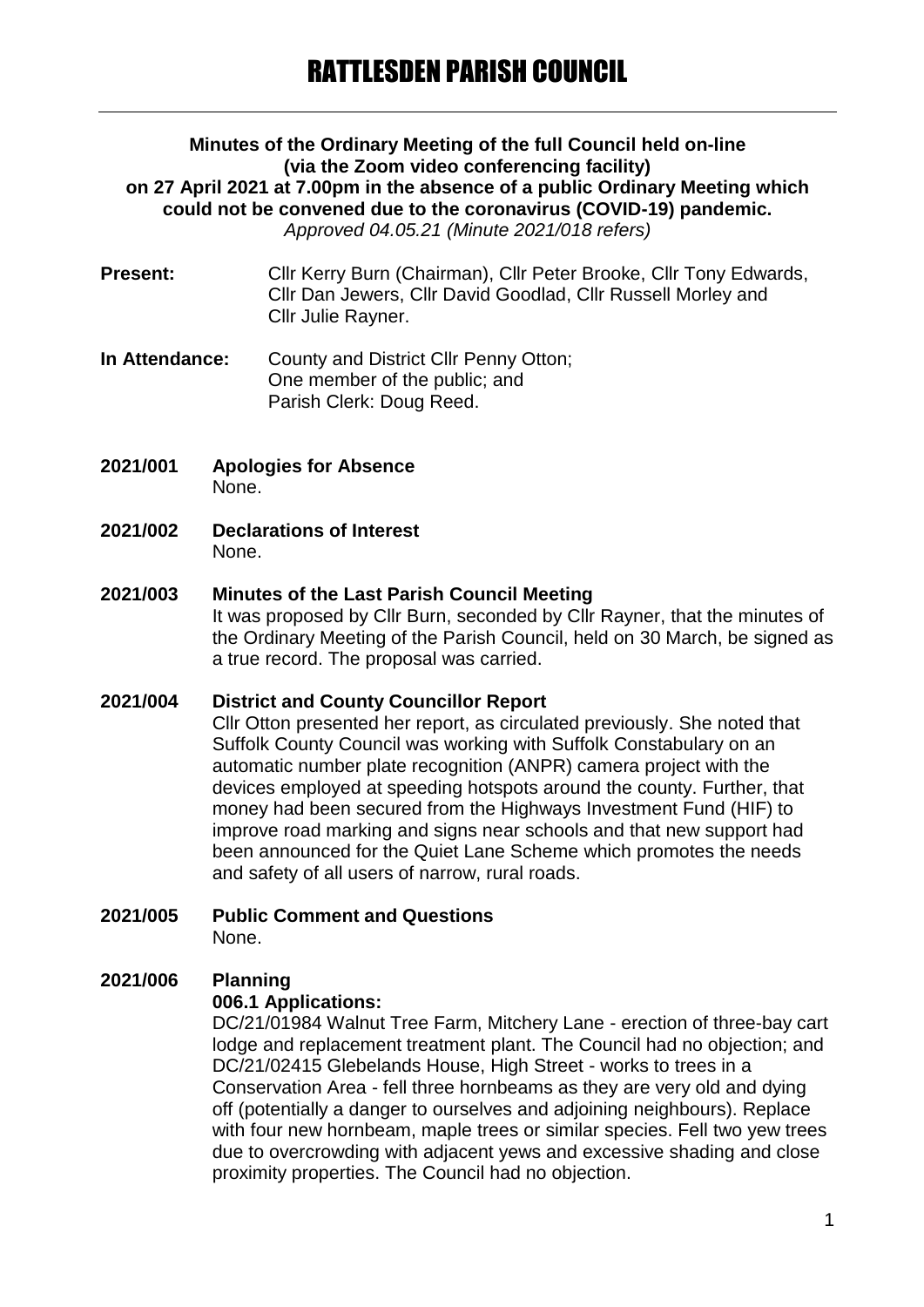# RATTLESDEN PARISH COUNCIL

**Minutes of the Ordinary Meeting of the full Council held on-line (via the Zoom video conferencing facility) on 27 April 2021 at 7.00pm in the absence of a public Ordinary Meeting which could not be convened due to the coronavirus (COVID-19) pandemic.**
*Approved 04.05.21 (Minute 2021/018 refers)*

**Present:** Cllr Kerry Burn (Chairman), Cllr Peter Brooke, Cllr Tony Edwards, Cllr Dan Jewers, Cllr David Goodlad, Cllr Russell Morley and Cllr Julie Rayner.

**In Attendance:** County and District Cllr Penny Otton;
One member of the public; and
Parish Clerk: Doug Reed.

**2021/001 Apologies for Absence**
None.

**2021/002 Declarations of Interest**
None.

**2021/003 Minutes of the Last Parish Council Meeting**
It was proposed by Cllr Burn, seconded by Cllr Rayner, that the minutes of the Ordinary Meeting of the Parish Council, held on 30 March, be signed as a true record. The proposal was carried.

**2021/004 District and County Councillor Report**
Cllr Otton presented her report, as circulated previously. She noted that Suffolk County Council was working with Suffolk Constabulary on an automatic number plate recognition (ANPR) camera project with the devices employed at speeding hotspots around the county. Further, that money had been secured from the Highways Investment Fund (HIF) to improve road marking and signs near schools and that new support had been announced for the Quiet Lane Scheme which promotes the needs and safety of all users of narrow, rural roads.

**2021/005 Public Comment and Questions**
None.

**2021/006 Planning**
**006.1 Applications:**
DC/21/01984 Walnut Tree Farm, Mitchery Lane - erection of three-bay cart lodge and replacement treatment plant. The Council had no objection; and
DC/21/02415 Glebelands House, High Street - works to trees in a Conservation Area - fell three hornbeams as they are very old and dying off (potentially a danger to ourselves and adjoining neighbours). Replace with four new hornbeam, maple trees or similar species. Fell two yew trees due to overcrowding with adjacent yews and excessive shading and close proximity properties. The Council had no objection.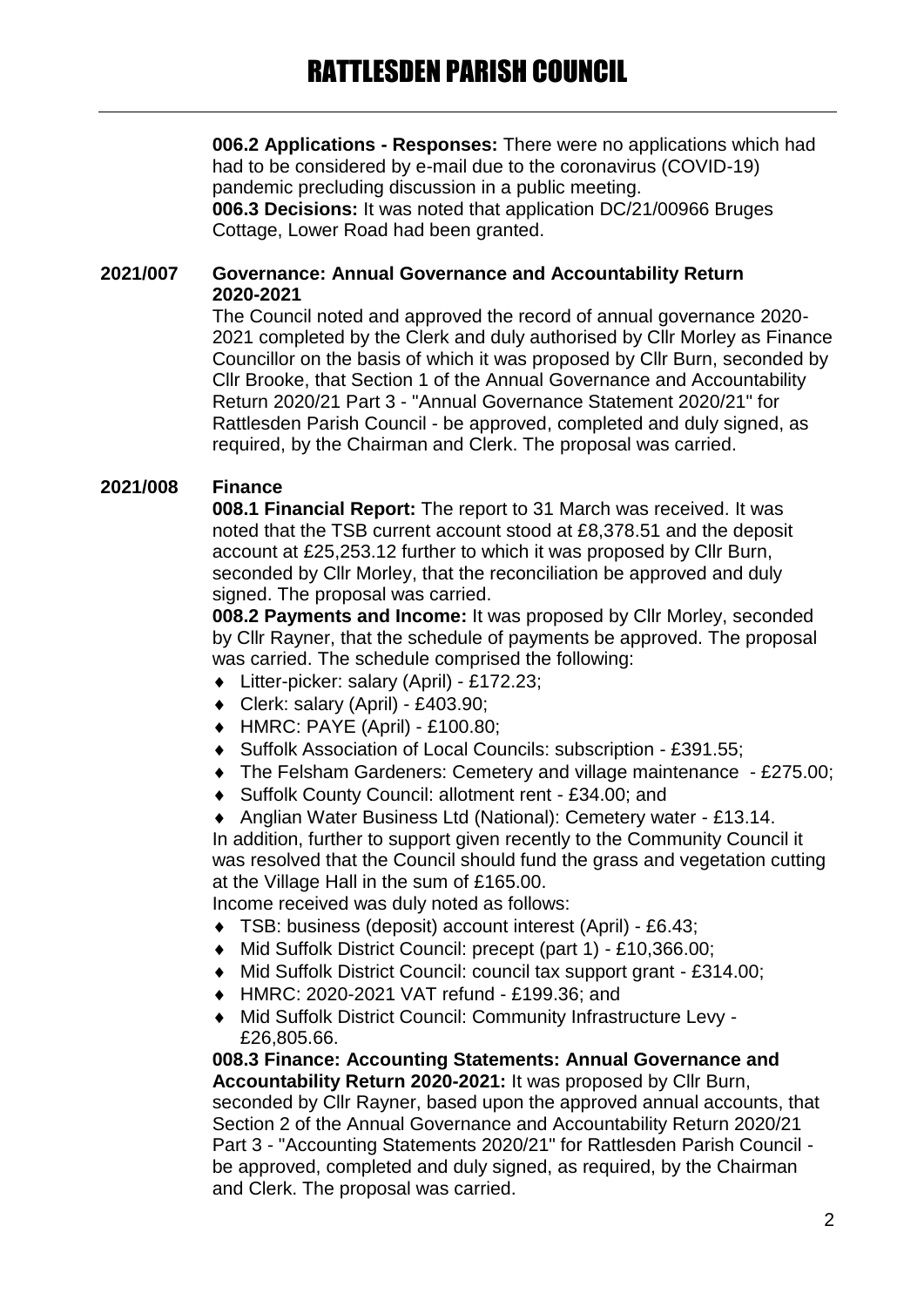**006.2 Applications - Responses:** There were no applications which had had to be considered by e-mail due to the coronavirus (COVID-19) pandemic precluding discussion in a public meeting.

**006.3 Decisions:** It was noted that application DC/21/00966 Bruges Cottage, Lower Road had been granted.

## 2021/007 Governance: Annual Governance and Accountability Return 2020-2021

The Council noted and approved the record of annual governance 2020-2021 completed by the Clerk and duly authorised by Cllr Morley as Finance Councillor on the basis of which it was proposed by Cllr Burn, seconded by Cllr Brooke, that Section 1 of the Annual Governance and Accountability Return 2020/21 Part 3 - "Annual Governance Statement 2020/21" for Rattlesden Parish Council - be approved, completed and duly signed, as required, by the Chairman and Clerk. The proposal was carried.

## 2021/008 Finance

**008.1 Financial Report:** The report to 31 March was received. It was noted that the TSB current account stood at £8,378.51 and the deposit account at £25,253.12 further to which it was proposed by Cllr Burn, seconded by Cllr Morley, that the reconciliation be approved and duly signed. The proposal was carried.

**008.2 Payments and Income:** It was proposed by Cllr Morley, seconded by Cllr Rayner, that the schedule of payments be approved. The proposal was carried. The schedule comprised the following:

- Litter-picker: salary (April) - £172.23;
- Clerk: salary (April) - £403.90;
- HMRC: PAYE (April) - £100.80;
- Suffolk Association of Local Councils: subscription - £391.55;
- The Felsham Gardeners: Cemetery and village maintenance - £275.00;
- Suffolk County Council: allotment rent - £34.00; and
- Anglian Water Business Ltd (National): Cemetery water - £13.14.

In addition, further to support given recently to the Community Council it was resolved that the Council should fund the grass and vegetation cutting at the Village Hall in the sum of £165.00.

Income received was duly noted as follows:

- TSB: business (deposit) account interest (April) - £6.43;
- Mid Suffolk District Council: precept (part 1) - £10,366.00;
- Mid Suffolk District Council: council tax support grant - £314.00;
- HMRC: 2020-2021 VAT refund - £199.36; and
- Mid Suffolk District Council: Community Infrastructure Levy - £26,805.66.

**008.3 Finance: Accounting Statements: Annual Governance and Accountability Return 2020-2021:** It was proposed by Cllr Burn, seconded by Cllr Rayner, based upon the approved annual accounts, that Section 2 of the Annual Governance and Accountability Return 2020/21 Part 3 - "Accounting Statements 2020/21" for Rattlesden Parish Council - be approved, completed and duly signed, as required, by the Chairman and Clerk. The proposal was carried.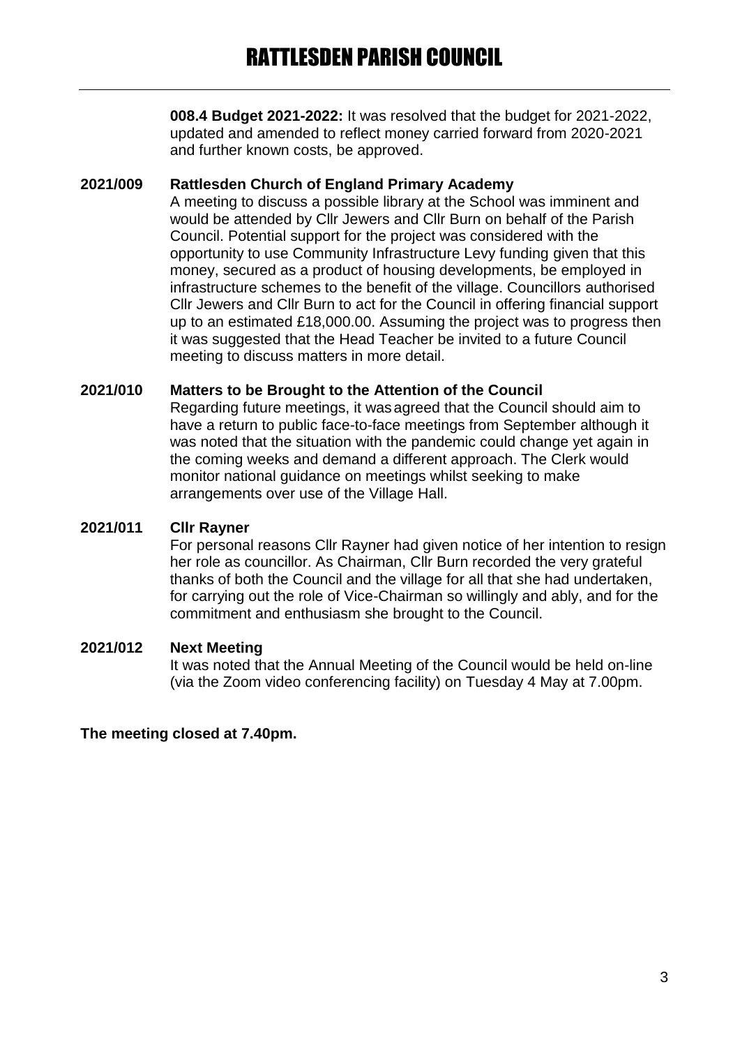**008.4 Budget 2021-2022:** It was resolved that the budget for 2021-2022, updated and amended to reflect money carried forward from 2020-2021 and further known costs, be approved.

**2021/009 Rattlesden Church of England Primary Academy**

A meeting to discuss a possible library at the School was imminent and would be attended by Cllr Jewers and Cllr Burn on behalf of the Parish Council. Potential support for the project was considered with the opportunity to use Community Infrastructure Levy funding given that this money, secured as a product of housing developments, be employed in infrastructure schemes to the benefit of the village. Councillors authorised Cllr Jewers and Cllr Burn to act for the Council in offering financial support up to an estimated £18,000.00. Assuming the project was to progress then it was suggested that the Head Teacher be invited to a future Council meeting to discuss matters in more detail.

**2021/010 Matters to be Brought to the Attention of the Council**

Regarding future meetings, it was agreed that the Council should aim to have a return to public face-to-face meetings from September although it was noted that the situation with the pandemic could change yet again in the coming weeks and demand a different approach. The Clerk would monitor national guidance on meetings whilst seeking to make arrangements over use of the Village Hall.

**2021/011 Cllr Rayner**

For personal reasons Cllr Rayner had given notice of her intention to resign her role as councillor. As Chairman, Cllr Burn recorded the very grateful thanks of both the Council and the village for all that she had undertaken, for carrying out the role of Vice-Chairman so willingly and ably, and for the commitment and enthusiasm she brought to the Council.

**2021/012 Next Meeting**

It was noted that the Annual Meeting of the Council would be held on-line (via the Zoom video conferencing facility) on Tuesday 4 May at 7.00pm.

**The meeting closed at 7.40pm.**